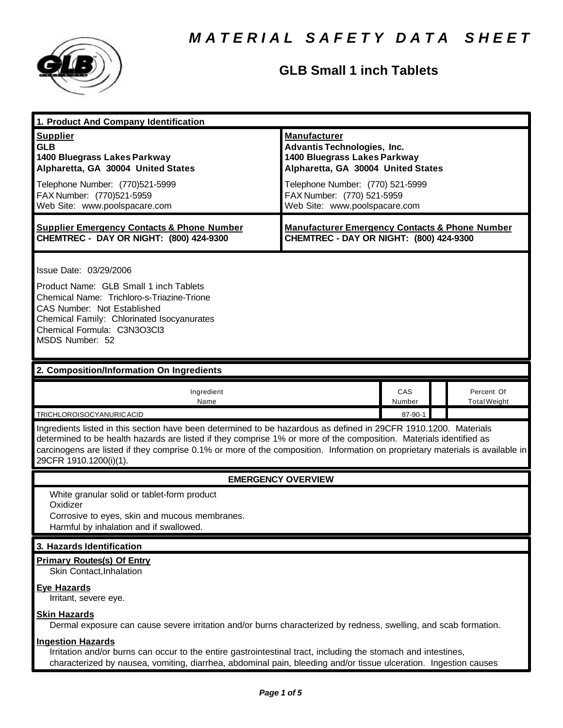# MATERIAL SAFETY DATA SHEET

## GLB Small 1 inch Tablets

### 1. Product And Company Identification

| **Supplier** | **Manufacturer** |
|---|---|
| **GLB**<br>**1400 Bluegrass Lakes Parkway**<br>**Alpharetta, GA 30004 United States** | **Advantis Technologies, Inc.**<br>**1400 Bluegrass Lakes Parkway**<br>**Alpharetta, GA 30004 United States** |
| Telephone Number: (770)521-5999<br>FAX Number: (770)521-5959<br>Web Site: www.poolspacare.com | Telephone Number: (770) 521-5999<br>FAX Number: (770) 521-5959<br>Web Site: www.poolspacare.com |
| **Supplier Emergency Contacts & Phone Number**<br>**CHEMTREC - DAY OR NIGHT: (800) 424-9300** | **Manufacturer Emergency Contacts & Phone Number**<br>**CHEMTREC - DAY OR NIGHT: (800) 424-9300** |

Issue Date: 03/29/2006

Product Name: GLB Small 1 inch Tablets
Chemical Name: Trichloro-s-Triazine-Trione
CAS Number: Not Established
Chemical Family: Chlorinated Isocyanurates
Chemical Formula: $C_3N_3O_3Cl_3$
MSDS Number: 52

### 2. Composition/Information On Ingredients

| Ingredient Name | CAS Number | | Percent Of Total Weight |
|---|---|---|---|
| TRICHLOROISOCYANURIC ACID | 87-90-1 | | |

Ingredients listed in this section have been determined to be hazardous as defined in 29CFR 1910.1200. Materials determined to be health hazards are listed if they comprise 1% or more of the composition. Materials identified as carcinogens are listed if they comprise 0.1% or more of the composition. Information on proprietary materials is available in 29CFR 1910.1200(i)(1).

### EMERGENCY OVERVIEW

White granular solid or tablet-form product
Oxidizer
Corrosive to eyes, skin and mucous membranes.
Harmful by inhalation and if swallowed.

### 3. Hazards Identification

**Primary Routes(s) Of Entry**
Skin Contact,Inhalation

**Eye Hazards**
Irritant, severe eye.

**Skin Hazards**
Dermal exposure can cause severe irritation and/or burns characterized by redness, swelling, and scab formation.

**Ingestion Hazards**
Irritation and/or burns can occur to the entire gastrointestinal tract, including the stomach and intestines, characterized by nausea, vomiting, diarrhea, abdominal pain, bleeding and/or tissue ulceration. Ingestion causes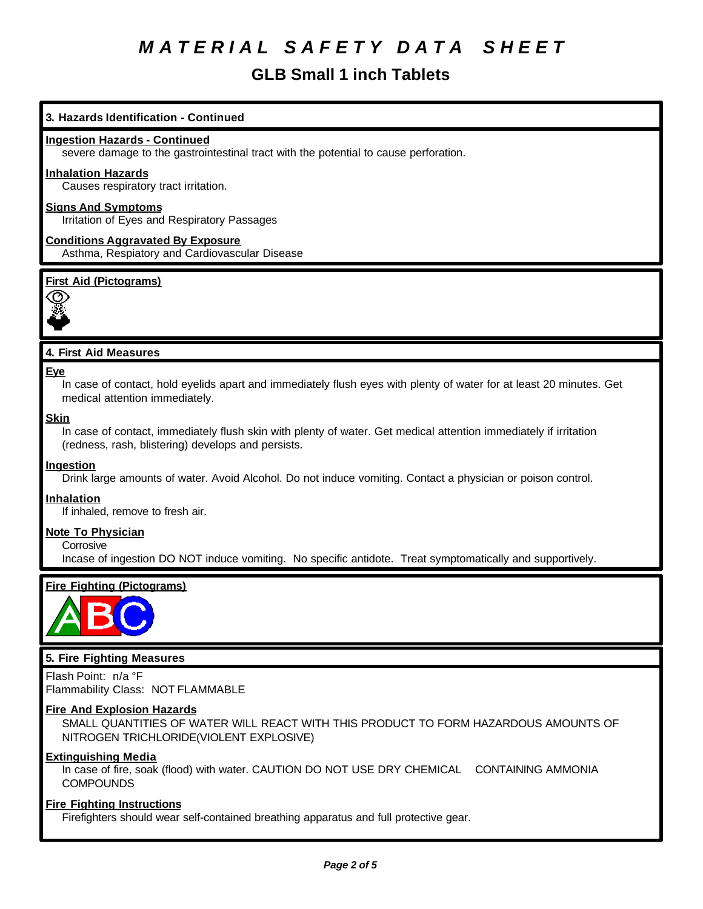# MATERIAL SAFETY DATA SHEET

## GLB Small 1 inch Tablets

### 3. Hazards Identification - Continued

**Ingestion Hazards - Continued**

severe damage to the gastrointestinal tract with the potential to cause perforation.

**Inhalation Hazards**

Causes respiratory tract irritation.

**Signs And Symptoms**

Irritation of Eyes and Respiratory Passages

**Conditions Aggravated By Exposure**

Asthma, Respiatory and Cardiovascular Disease

**First Aid (Pictograms)**

### 4. First Aid Measures

**Eye**

In case of contact, hold eyelids apart and immediately flush eyes with plenty of water for at least 20 minutes. Get medical attention immediately.

**Skin**

In case of contact, immediately flush skin with plenty of water. Get medical attention immediately if irritation (redness, rash, blistering) develops and persists.

**Ingestion**

Drink large amounts of water. Avoid Alcohol. Do not induce vomiting. Contact a physician or poison control.

**Inhalation**

If inhaled, remove to fresh air.

**Note To Physician**

Corrosive
Incase of ingestion DO NOT induce vomiting. No specific antidote. Treat symptomatically and supportively.

**Fire Fighting (Pictograms)**

### 5. Fire Fighting Measures

Flash Point: n/a °F
Flammability Class: NOT FLAMMABLE

**Fire And Explosion Hazards**

SMALL QUANTITIES OF WATER WILL REACT WITH THIS PRODUCT TO FORM HAZARDOUS AMOUNTS OF NITROGEN TRICHLORIDE(VIOLENT EXPLOSIVE)

**Extinguishing Media**

In case of fire, soak (flood) with water. CAUTION DO NOT USE DRY CHEMICAL CONTAINING AMMONIA COMPOUNDS

**Fire Fighting Instructions**

Firefighters should wear self-contained breathing apparatus and full protective gear.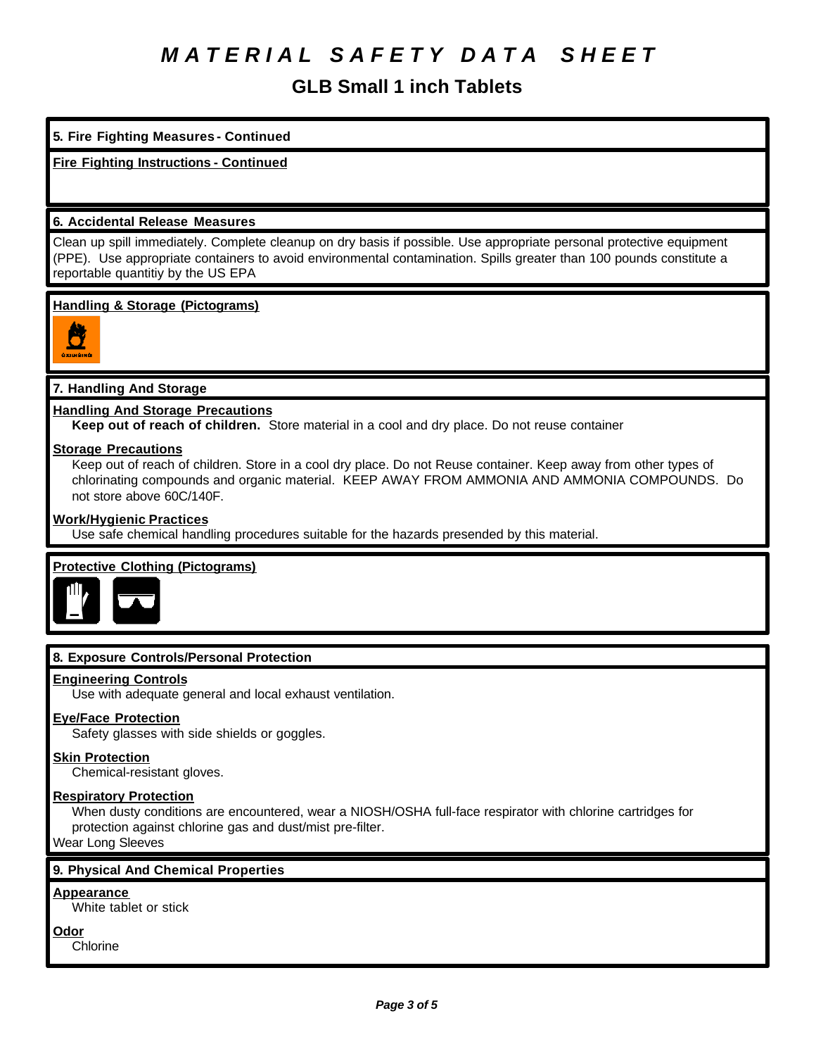# MATERIAL SAFETY DATA SHEET

## GLB Small 1 inch Tablets

### 5. Fire Fighting Measures - Continued

**Fire Fighting Instructions - Continued**

### 6. Accidental Release Measures

Clean up spill immediately. Complete cleanup on dry basis if possible. Use appropriate personal protective equipment (PPE). Use appropriate containers to avoid environmental contamination. Spills greater than 100 pounds constitute a reportable quantitiy by the US EPA

**Handling & Storage (Pictograms)**

### 7. Handling And Storage

**Handling And Storage Precautions**

**Keep out of reach of children.** Store material in a cool and dry place. Do not reuse container

**Storage Precautions**

Keep out of reach of children. Store in a cool dry place. Do not Reuse container. Keep away from other types of chlorinating compounds and organic material. KEEP AWAY FROM AMMONIA AND AMMONIA COMPOUNDS. Do not store above 60C/140F.

**Work/Hygienic Practices**

Use safe chemical handling procedures suitable for the hazards presended by this material.

**Protective Clothing (Pictograms)**

### 8. Exposure Controls/Personal Protection

**Engineering Controls**

Use with adequate general and local exhaust ventilation.

**Eye/Face Protection**

Safety glasses with side shields or goggles.

**Skin Protection**

Chemical-resistant gloves.

**Respiratory Protection**

When dusty conditions are encountered, wear a NIOSH/OSHA full-face respirator with chlorine cartridges for protection against chlorine gas and dust/mist pre-filter.

Wear Long Sleeves

### 9. Physical And Chemical Properties

**Appearance**

White tablet or stick

**Odor**

Chlorine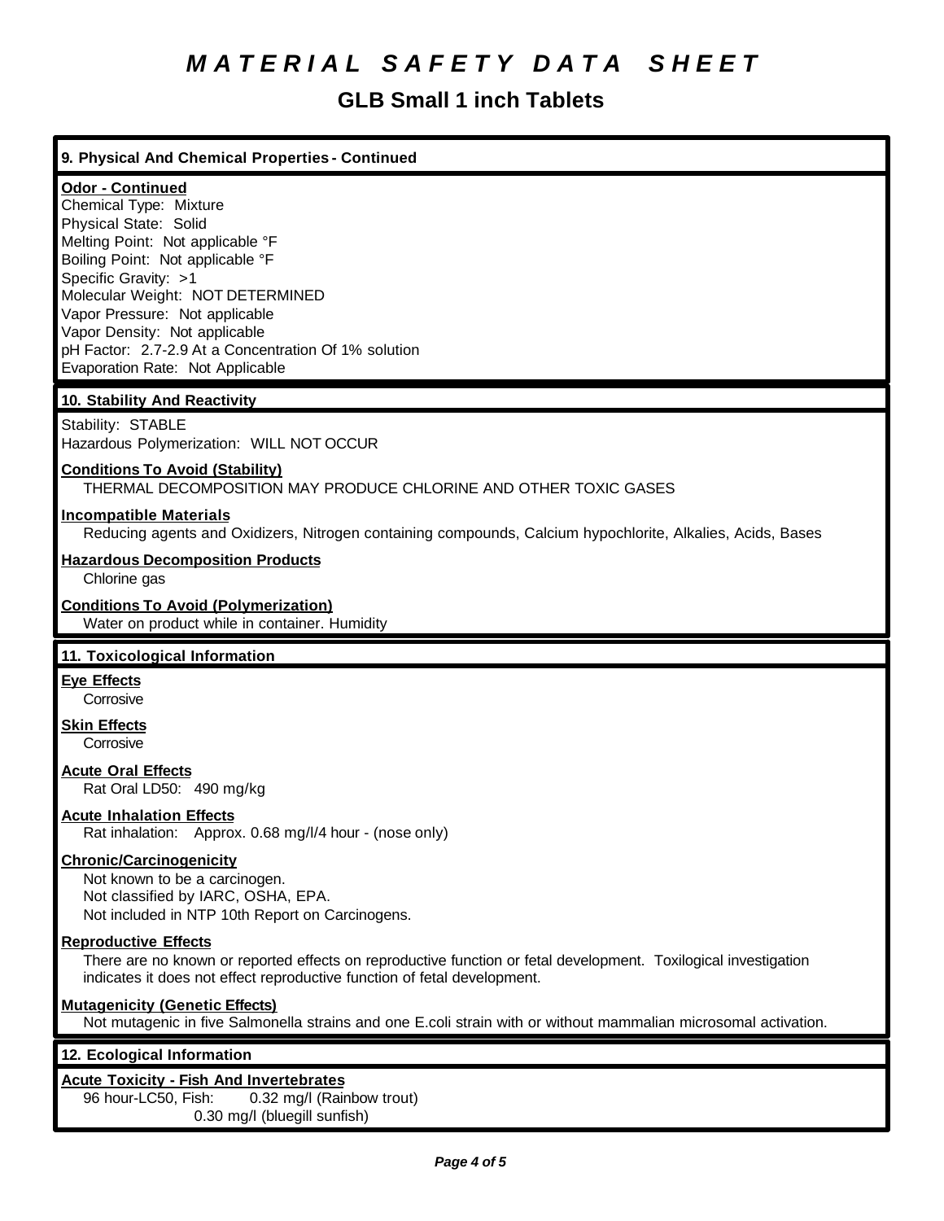# MATERIAL SAFETY DATA SHEET

## GLB Small 1 inch Tablets

### 9. Physical And Chemical Properties - Continued

**Odor - Continued**

Chemical Type: Mixture
Physical State: Solid
Melting Point: Not applicable °F
Boiling Point: Not applicable °F
Specific Gravity: >1
Molecular Weight: NOT DETERMINED
Vapor Pressure: Not applicable
Vapor Density: Not applicable
pH Factor: 2.7-2.9 At a Concentration Of 1% solution
Evaporation Rate: Not Applicable

### 10. Stability And Reactivity

Stability: STABLE
Hazardous Polymerization: WILL NOT OCCUR

**Conditions To Avoid (Stability)**

THERMAL DECOMPOSITION MAY PRODUCE CHLORINE AND OTHER TOXIC GASES

**Incompatible Materials**

Reducing agents and Oxidizers, Nitrogen containing compounds, Calcium hypochlorite, Alkalies, Acids, Bases

**Hazardous Decomposition Products**

Chlorine gas

**Conditions To Avoid (Polymerization)**

Water on product while in container. Humidity

### 11. Toxicological Information

**Eye Effects**

Corrosive

**Skin Effects**

Corrosive

**Acute Oral Effects**

Rat Oral LD50: 490 mg/kg

**Acute Inhalation Effects**

Rat inhalation: Approx. 0.68 mg/l/4 hour - (nose only)

**Chronic/Carcinogenicity**

Not known to be a carcinogen.
Not classified by IARC, OSHA, EPA.
Not included in NTP 10th Report on Carcinogens.

**Reproductive Effects**

There are no known or reported effects on reproductive function or fetal development. Toxilogical investigation indicates it does not effect reproductive function of fetal development.

**Mutagenicity (Genetic Effects)**

Not mutagenic in five Salmonella strains and one E.coli strain with or without mammalian microsomal activation.

### 12. Ecological Information

**Acute Toxicity - Fish And Invertebrates**

96 hour-LC50, Fish: 0.32 mg/l (Rainbow trout)
0.30 mg/l (bluegill sunfish)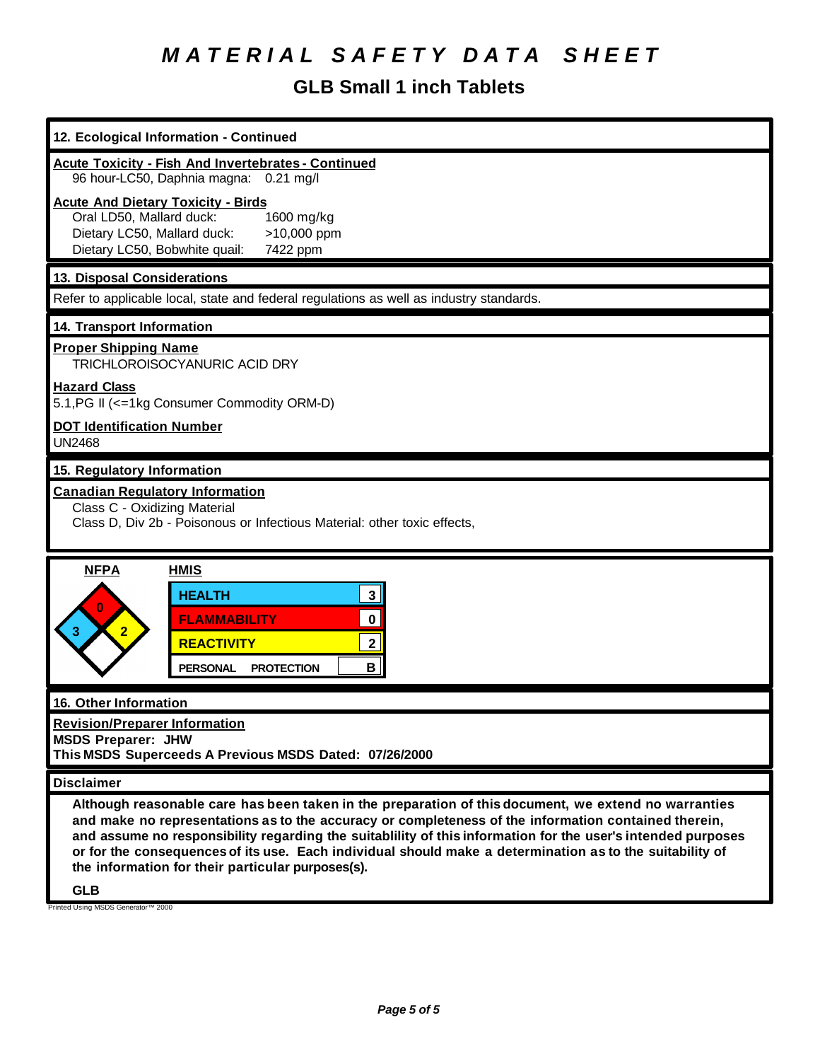# MATERIAL SAFETY DATA SHEET

## GLB Small 1 inch Tablets

### 12. Ecological Information - Continued

**Acute Toxicity - Fish And Invertebrates - Continued**

96 hour-LC50, Daphnia magna: 0.21 mg/l

**Acute And Dietary Toxicity - Birds**

| | |
|---|---|
| Oral LD50, Mallard duck: | 1600 mg/kg |
| Dietary LC50, Mallard duck: | >10,000 ppm |
| Dietary LC50, Bobwhite quail: | 7422 ppm |

### 13. Disposal Considerations

Refer to applicable local, state and federal regulations as well as industry standards.

### 14. Transport Information

**Proper Shipping Name**

TRICHLOROISOCYANURIC ACID DRY

**Hazard Class**

5.1,PG II (<=1kg Consumer Commodity ORM-D)

**DOT Identification Number**

UN2468

### 15. Regulatory Information

**Canadian Regulatory Information**

Class C - Oxidizing Material

Class D, Div 2b - Poisonous or Infectious Material: other toxic effects,

**NFPA**

0
3
2

**HMIS**

| | |
|---|---|
| HEALTH | 3 |
| FLAMMABILITY | 0 |
| REACTIVITY | 2 |
| PERSONAL PROTECTION | B |

### 16. Other Information

**Revision/Preparer Information**

**MSDS Preparer: JHW**

**This MSDS Superceeds A Previous MSDS Dated: 07/26/2000**

### Disclaimer

**Although reasonable care has been taken in the preparation of this document, we extend no warranties and make no representations as to the accuracy or completeness of the information contained therein, and assume no responsibility regarding the suitablility of this information for the user's intended purposes or for the consequences of its use. Each individual should make a determination as to the suitability of the information for their particular purposes(s).**

**GLB**

Printed Using MSDS Generator™ 2000